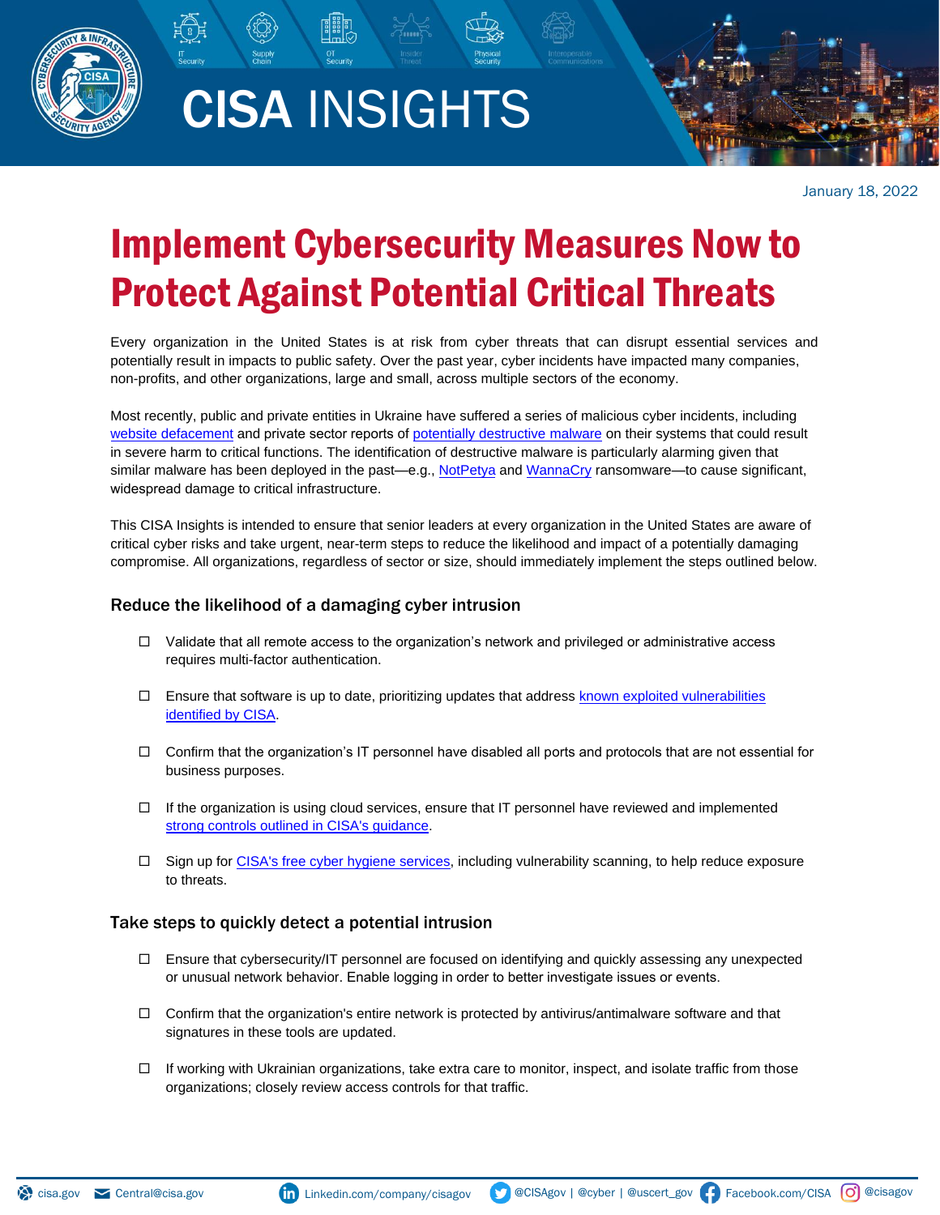CISA INSIGHTS

January 18, 2022

# Implement Cybersecurity Measures Now to Protect Against Potential Critical Threats

Every organization in the United States is at risk from cyber threats that can disrupt essential services and potentially result in impacts to public safety. Over the past year, cyber incidents have impacted many companies, non-profits, and other organizations, large and small, across multiple sectors of the economy.

Most recently, public and private entities in Ukraine have suffered a series of malicious cyber incidents, including website defacement and private sector reports of potentially destructive malware on their systems that could result in severe harm to critical functions. The identification of destructive malware is particularly alarming given that similar malware has been deployed in the past—e.g., NotPetya and WannaCry ransomware—to cause significant, widespread damage to critical infrastructure.

This CISA Insights is intended to ensure that senior leaders at every organization in the United States are aware of critical cyber risks and take urgent, near-term steps to reduce the likelihood and impact of a potentially damaging compromise. All organizations, regardless of sector or size, should immediately implement the steps outlined below.

## Reduce the likelihood of a damaging cyber intrusion

- ☐ Validate that all remote access to the organization's network and privileged or administrative access requires multi-factor authentication.
- ☐ Ensure that software is up to date, prioritizing updates that address known exploited vulnerabilities identified by CISA.
- ☐ Confirm that the organization's IT personnel have disabled all ports and protocols that are not essential for business purposes.
- ☐ If the organization is using cloud services, ensure that IT personnel have reviewed and implemented strong controls outlined in CISA's guidance.
- ☐ Sign up for CISA's free cyber hygiene services, including vulnerability scanning, to help reduce exposure to threats.

## Take steps to quickly detect a potential intrusion

- ☐ Ensure that cybersecurity/IT personnel are focused on identifying and quickly assessing any unexpected or unusual network behavior. Enable logging in order to better investigate issues or events.
- ☐ Confirm that the organization's entire network is protected by antivirus/antimalware software and that signatures in these tools are updated.
- ☐ If working with Ukrainian organizations, take extra care to monitor, inspect, and isolate traffic from those organizations; closely review access controls for that traffic.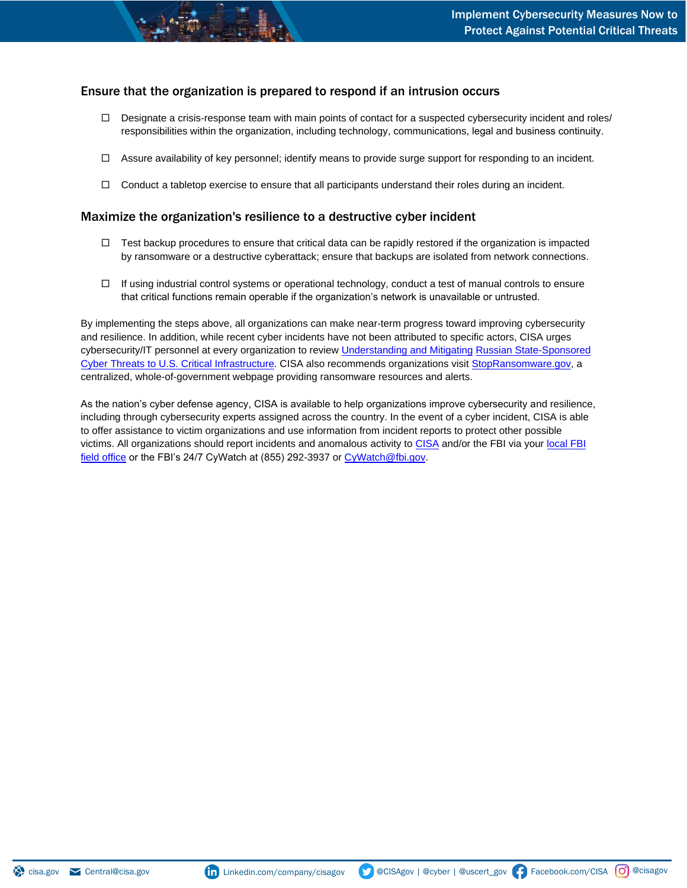## Ensure that the organization is prepared to respond if an intrusion occurs

- ☐ Designate a crisis-response team with main points of contact for a suspected cybersecurity incident and roles/responsibilities within the organization, including technology, communications, legal and business continuity.
- ☐ Assure availability of key personnel; identify means to provide surge support for responding to an incident.
- ☐ Conduct a tabletop exercise to ensure that all participants understand their roles during an incident.

## Maximize the organization's resilience to a destructive cyber incident

- ☐ Test backup procedures to ensure that critical data can be rapidly restored if the organization is impacted by ransomware or a destructive cyberattack; ensure that backups are isolated from network connections.
- ☐ If using industrial control systems or operational technology, conduct a test of manual controls to ensure that critical functions remain operable if the organization's network is unavailable or untrusted.

By implementing the steps above, all organizations can make near-term progress toward improving cybersecurity and resilience. In addition, while recent cyber incidents have not been attributed to specific actors, CISA urges cybersecurity/IT personnel at every organization to review Understanding and Mitigating Russian State-Sponsored Cyber Threats to U.S. Critical Infrastructure. CISA also recommends organizations visit StopRansomware.gov, a centralized, whole-of-government webpage providing ransomware resources and alerts.

As the nation's cyber defense agency, CISA is available to help organizations improve cybersecurity and resilience, including through cybersecurity experts assigned across the country. In the event of a cyber incident, CISA is able to offer assistance to victim organizations and use information from incident reports to protect other possible victims. All organizations should report incidents and anomalous activity to CISA and/or the FBI via your local FBI field office or the FBI's 24/7 CyWatch at (855) 292-3937 or CyWatch@fbi.gov.